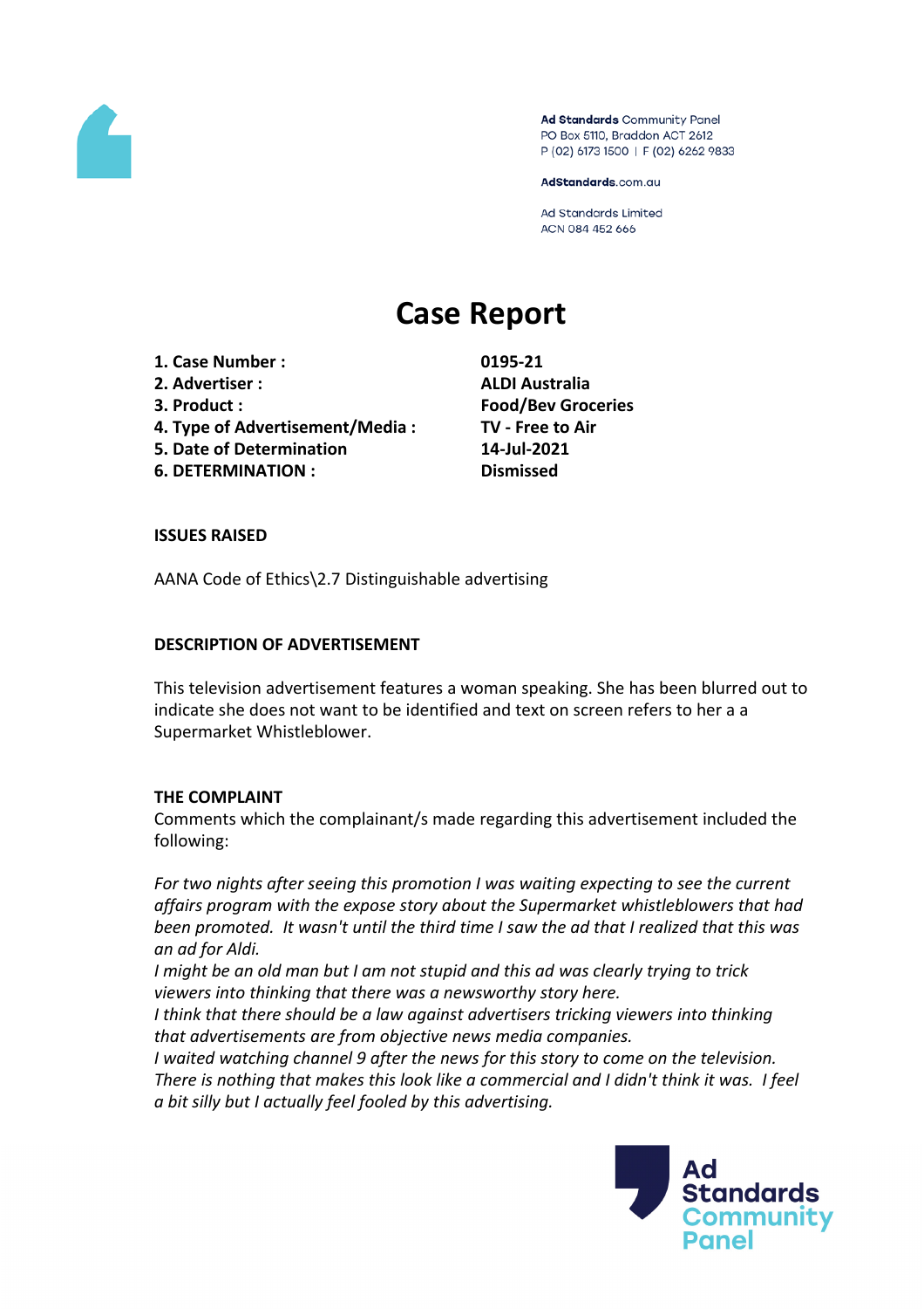Ad Standards Community Panel
PO Box 5110, Braddon ACT 2612
P (02) 6173 1500 | F (02) 6262 9833

AdStandards.com.au

Ad Standards Limited
ACN 084 452 666

# Case Report

| | |
|---|---|
| **1. Case Number :** | **0195-21** |
| **2. Advertiser :** | **ALDI Australia** |
| **3. Product :** | **Food/Bev Groceries** |
| **4. Type of Advertisement/Media :** | **TV - Free to Air** |
| **5. Date of Determination** | **14-Jul-2021** |
| **6. DETERMINATION :** | **Dismissed** |

**ISSUES RAISED**

AANA Code of Ethics\2.7 Distinguishable advertising

**DESCRIPTION OF ADVERTISEMENT**

This television advertisement features a woman speaking. She has been blurred out to indicate she does not want to be identified and text on screen refers to her a a Supermarket Whistleblower.

**THE COMPLAINT**

Comments which the complainant/s made regarding this advertisement included the following:

*For two nights after seeing this promotion I was waiting expecting to see the current affairs program with the expose story about the Supermarket whistleblowers that had been promoted. It wasn't until the third time I saw the ad that I realized that this was an ad for Aldi.*
*I might be an old man but I am not stupid and this ad was clearly trying to trick viewers into thinking that there was a newsworthy story here.*
*I think that there should be a law against advertisers tricking viewers into thinking that advertisements are from objective news media companies.*
*I waited watching channel 9 after the news for this story to come on the television. There is nothing that makes this look like a commercial and I didn't think it was. I feel a bit silly but I actually feel fooled by this advertising.*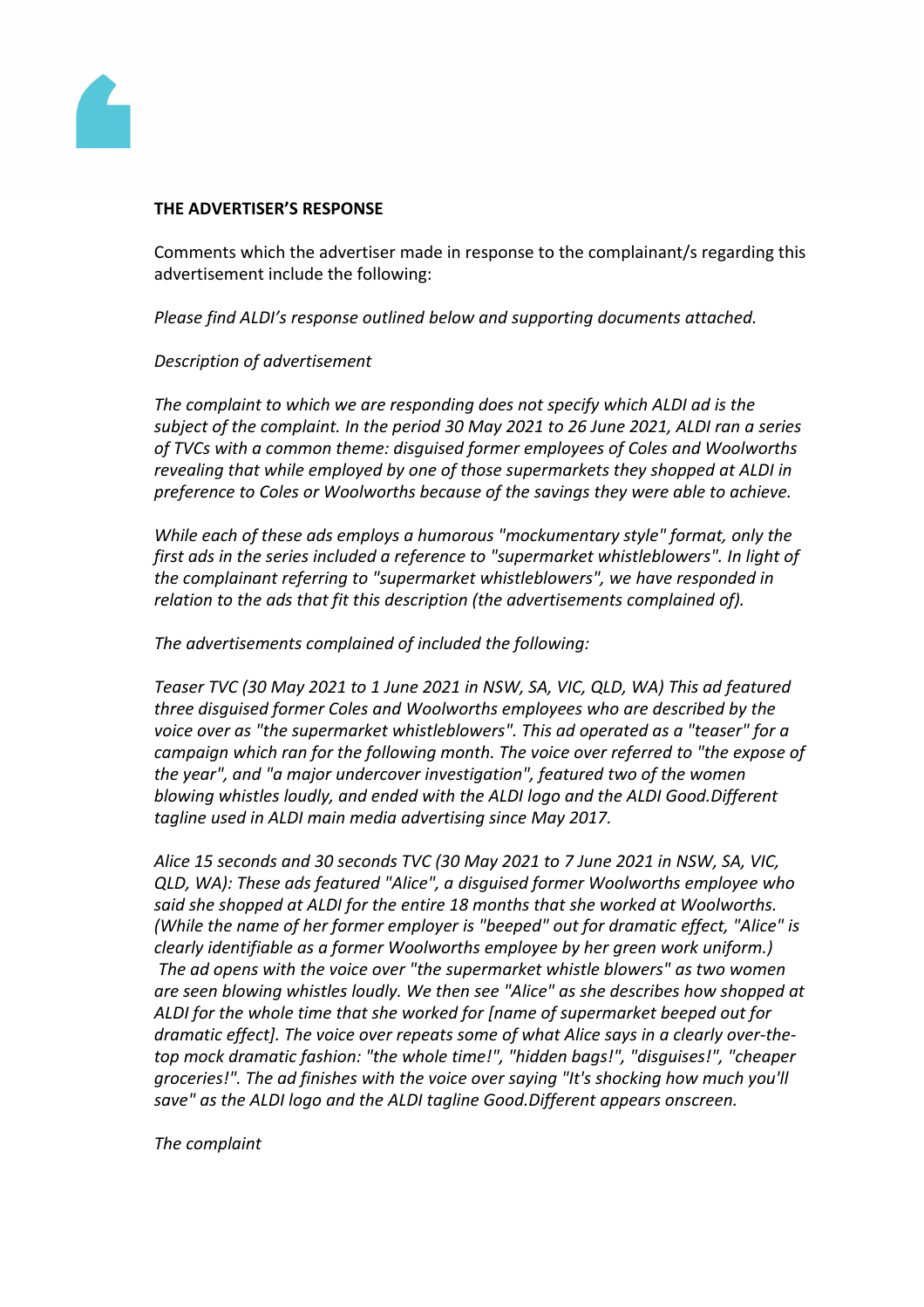**THE ADVERTISER'S RESPONSE**

Comments which the advertiser made in response to the complainant/s regarding this advertisement include the following:

*Please find ALDI's response outlined below and supporting documents attached.*

*Description of advertisement*

*The complaint to which we are responding does not specify which ALDI ad is the subject of the complaint. In the period 30 May 2021 to 26 June 2021, ALDI ran a series of TVCs with a common theme: disguised former employees of Coles and Woolworths revealing that while employed by one of those supermarkets they shopped at ALDI in preference to Coles or Woolworths because of the savings they were able to achieve.*

*While each of these ads employs a humorous "mockumentary style" format, only the first ads in the series included a reference to "supermarket whistleblowers". In light of the complainant referring to "supermarket whistleblowers", we have responded in relation to the ads that fit this description (the advertisements complained of).*

*The advertisements complained of included the following:*

*Teaser TVC (30 May 2021 to 1 June 2021 in NSW, SA, VIC, QLD, WA) This ad featured three disguised former Coles and Woolworths employees who are described by the voice over as "the supermarket whistleblowers". This ad operated as a "teaser" for a campaign which ran for the following month. The voice over referred to "the expose of the year", and "a major undercover investigation", featured two of the women blowing whistles loudly, and ended with the ALDI logo and the ALDI Good.Different tagline used in ALDI main media advertising since May 2017.*

*Alice 15 seconds and 30 seconds TVC (30 May 2021 to 7 June 2021 in NSW, SA, VIC, QLD, WA): These ads featured "Alice", a disguised former Woolworths employee who said she shopped at ALDI for the entire 18 months that she worked at Woolworths. (While the name of her former employer is "beeped" out for dramatic effect, "Alice" is clearly identifiable as a former Woolworths employee by her green work uniform.) The ad opens with the voice over "the supermarket whistle blowers" as two women are seen blowing whistles loudly. We then see "Alice" as she describes how shopped at ALDI for the whole time that she worked for [name of supermarket beeped out for dramatic effect]. The voice over repeats some of what Alice says in a clearly over-the-top mock dramatic fashion: "the whole time!", "hidden bags!", "disguises!", "cheaper groceries!". The ad finishes with the voice over saying "It's shocking how much you'll save" as the ALDI logo and the ALDI tagline Good.Different appears onscreen.*

*The complaint*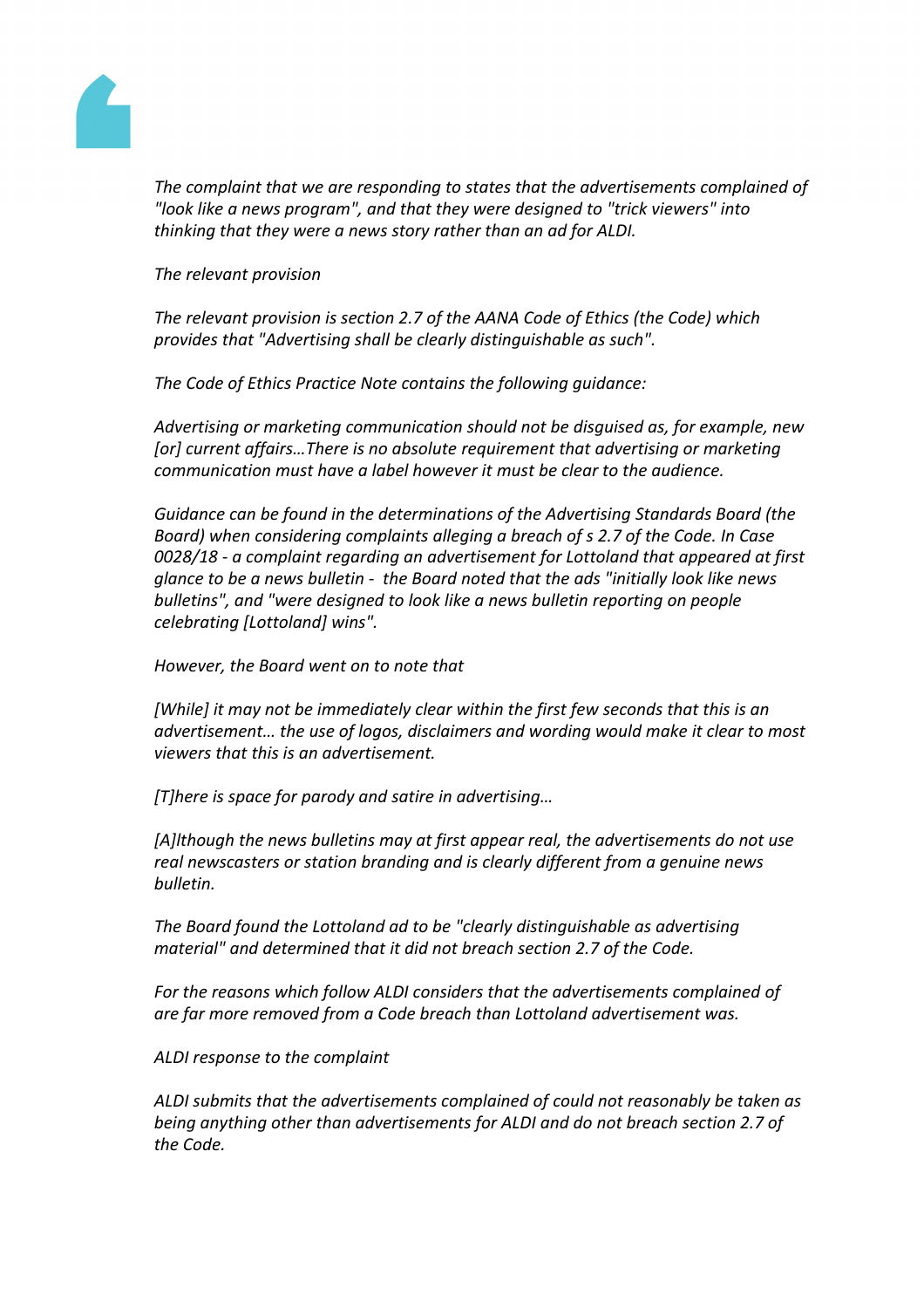*The complaint that we are responding to states that the advertisements complained of "look like a news program", and that they were designed to "trick viewers" into thinking that they were a news story rather than an ad for ALDI.*

*The relevant provision*

*The relevant provision is section 2.7 of the AANA Code of Ethics (the Code) which provides that "Advertising shall be clearly distinguishable as such".*

*The Code of Ethics Practice Note contains the following guidance:*

*Advertising or marketing communication should not be disguised as, for example, new [or] current affairs…There is no absolute requirement that advertising or marketing communication must have a label however it must be clear to the audience.*

*Guidance can be found in the determinations of the Advertising Standards Board (the Board) when considering complaints alleging a breach of s 2.7 of the Code. In Case 0028/18 - a complaint regarding an advertisement for Lottoland that appeared at first glance to be a news bulletin - the Board noted that the ads "initially look like news bulletins", and "were designed to look like a news bulletin reporting on people celebrating [Lottoland] wins".*

*However, the Board went on to note that*

*[While] it may not be immediately clear within the first few seconds that this is an advertisement… the use of logos, disclaimers and wording would make it clear to most viewers that this is an advertisement.*

*[T]here is space for parody and satire in advertising…*

*[A]lthough the news bulletins may at first appear real, the advertisements do not use real newscasters or station branding and is clearly different from a genuine news bulletin.*

*The Board found the Lottoland ad to be "clearly distinguishable as advertising material" and determined that it did not breach section 2.7 of the Code.*

*For the reasons which follow ALDI considers that the advertisements complained of are far more removed from a Code breach than Lottoland advertisement was.*

*ALDI response to the complaint*

*ALDI submits that the advertisements complained of could not reasonably be taken as being anything other than advertisements for ALDI and do not breach section 2.7 of the Code.*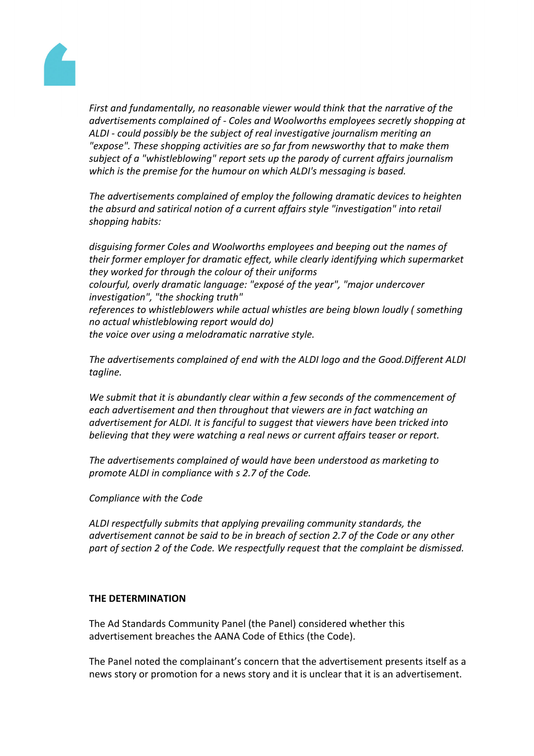*First and fundamentally, no reasonable viewer would think that the narrative of the advertisements complained of - Coles and Woolworths employees secretly shopping at ALDI - could possibly be the subject of real investigative journalism meriting an "expose". These shopping activities are so far from newsworthy that to make them subject of a "whistleblowing" report sets up the parody of current affairs journalism which is the premise for the humour on which ALDI's messaging is based.*

*The advertisements complained of employ the following dramatic devices to heighten the absurd and satirical notion of a current affairs style "investigation" into retail shopping habits:*

*disguising former Coles and Woolworths employees and beeping out the names of their former employer for dramatic effect, while clearly identifying which supermarket they worked for through the colour of their uniforms*
*colourful, overly dramatic language: "exposé of the year", "major undercover investigation", "the shocking truth"*
*references to whistleblowers while actual whistles are being blown loudly ( something no actual whistleblowing report would do)*
*the voice over using a melodramatic narrative style.*

*The advertisements complained of end with the ALDI logo and the Good.Different ALDI tagline.*

*We submit that it is abundantly clear within a few seconds of the commencement of each advertisement and then throughout that viewers are in fact watching an advertisement for ALDI. It is fanciful to suggest that viewers have been tricked into believing that they were watching a real news or current affairs teaser or report.*

*The advertisements complained of would have been understood as marketing to promote ALDI in compliance with s 2.7 of the Code.*

*Compliance with the Code*

*ALDI respectfully submits that applying prevailing community standards, the advertisement cannot be said to be in breach of section 2.7 of the Code or any other part of section 2 of the Code. We respectfully request that the complaint be dismissed.*

**THE DETERMINATION**

The Ad Standards Community Panel (the Panel) considered whether this advertisement breaches the AANA Code of Ethics (the Code).

The Panel noted the complainant's concern that the advertisement presents itself as a news story or promotion for a news story and it is unclear that it is an advertisement.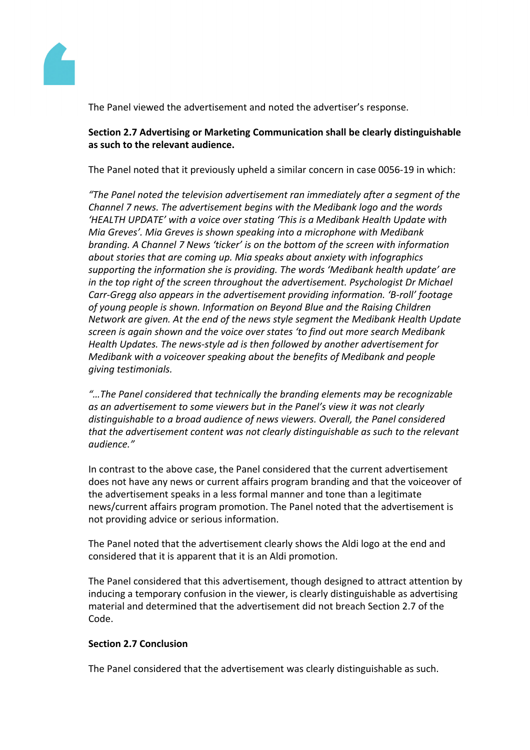The Panel viewed the advertisement and noted the advertiser's response.

**Section 2.7 Advertising or Marketing Communication shall be clearly distinguishable as such to the relevant audience.**

The Panel noted that it previously upheld a similar concern in case 0056-19 in which:

*"The Panel noted the television advertisement ran immediately after a segment of the Channel 7 news. The advertisement begins with the Medibank logo and the words 'HEALTH UPDATE' with a voice over stating 'This is a Medibank Health Update with Mia Greves'. Mia Greves is shown speaking into a microphone with Medibank branding. A Channel 7 News 'ticker' is on the bottom of the screen with information about stories that are coming up. Mia speaks about anxiety with infographics supporting the information she is providing. The words 'Medibank health update' are in the top right of the screen throughout the advertisement. Psychologist Dr Michael Carr-Gregg also appears in the advertisement providing information. 'B-roll' footage of young people is shown. Information on Beyond Blue and the Raising Children Network are given. At the end of the news style segment the Medibank Health Update screen is again shown and the voice over states 'to find out more search Medibank Health Updates. The news-style ad is then followed by another advertisement for Medibank with a voiceover speaking about the benefits of Medibank and people giving testimonials.*

*"…The Panel considered that technically the branding elements may be recognizable as an advertisement to some viewers but in the Panel's view it was not clearly distinguishable to a broad audience of news viewers. Overall, the Panel considered that the advertisement content was not clearly distinguishable as such to the relevant audience."*

In contrast to the above case, the Panel considered that the current advertisement does not have any news or current affairs program branding and that the voiceover of the advertisement speaks in a less formal manner and tone than a legitimate news/current affairs program promotion. The Panel noted that the advertisement is not providing advice or serious information.

The Panel noted that the advertisement clearly shows the Aldi logo at the end and considered that it is apparent that it is an Aldi promotion.

The Panel considered that this advertisement, though designed to attract attention by inducing a temporary confusion in the viewer, is clearly distinguishable as advertising material and determined that the advertisement did not breach Section 2.7 of the Code.

**Section 2.7 Conclusion**

The Panel considered that the advertisement was clearly distinguishable as such.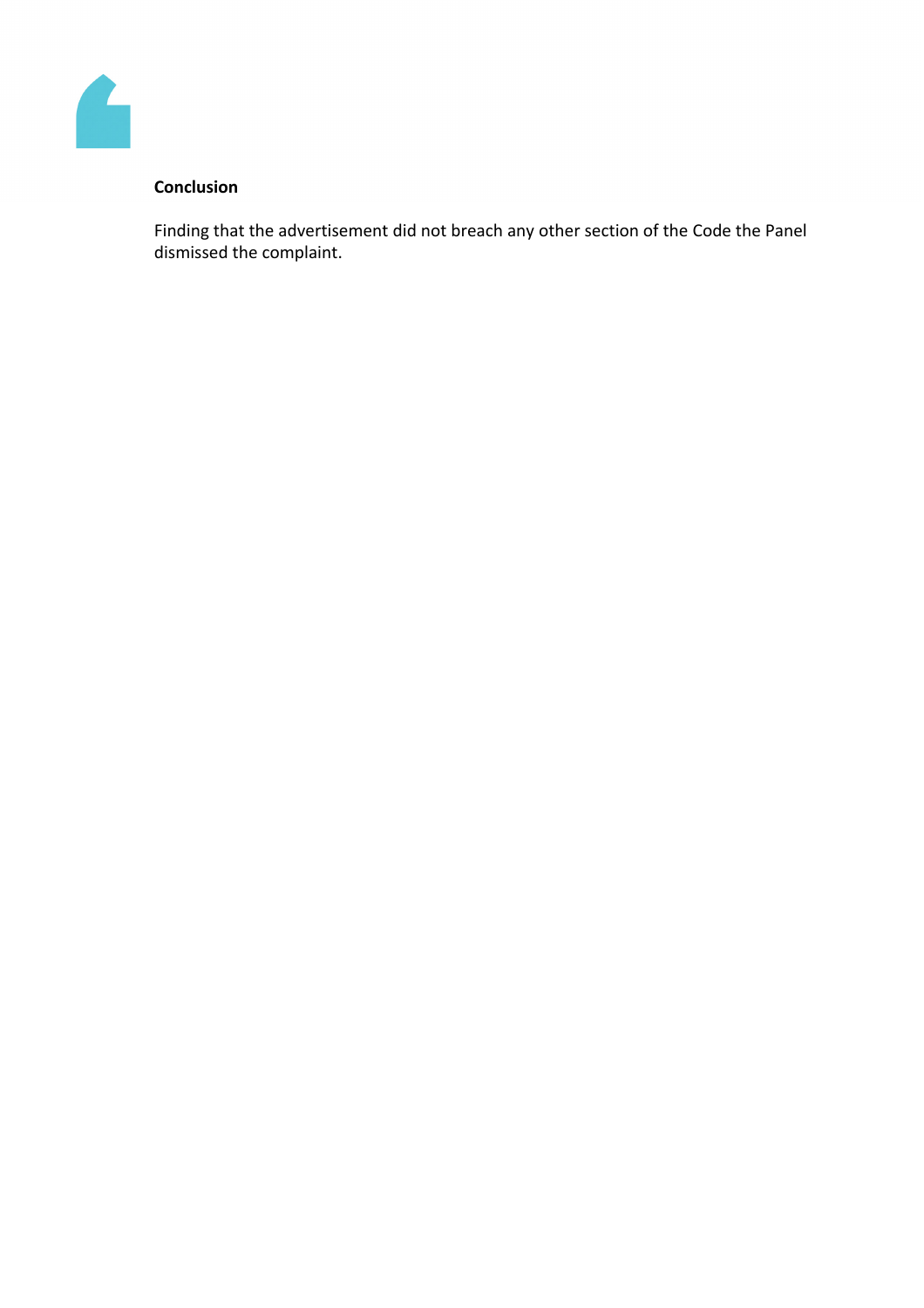**Conclusion**

Finding that the advertisement did not breach any other section of the Code the Panel dismissed the complaint.